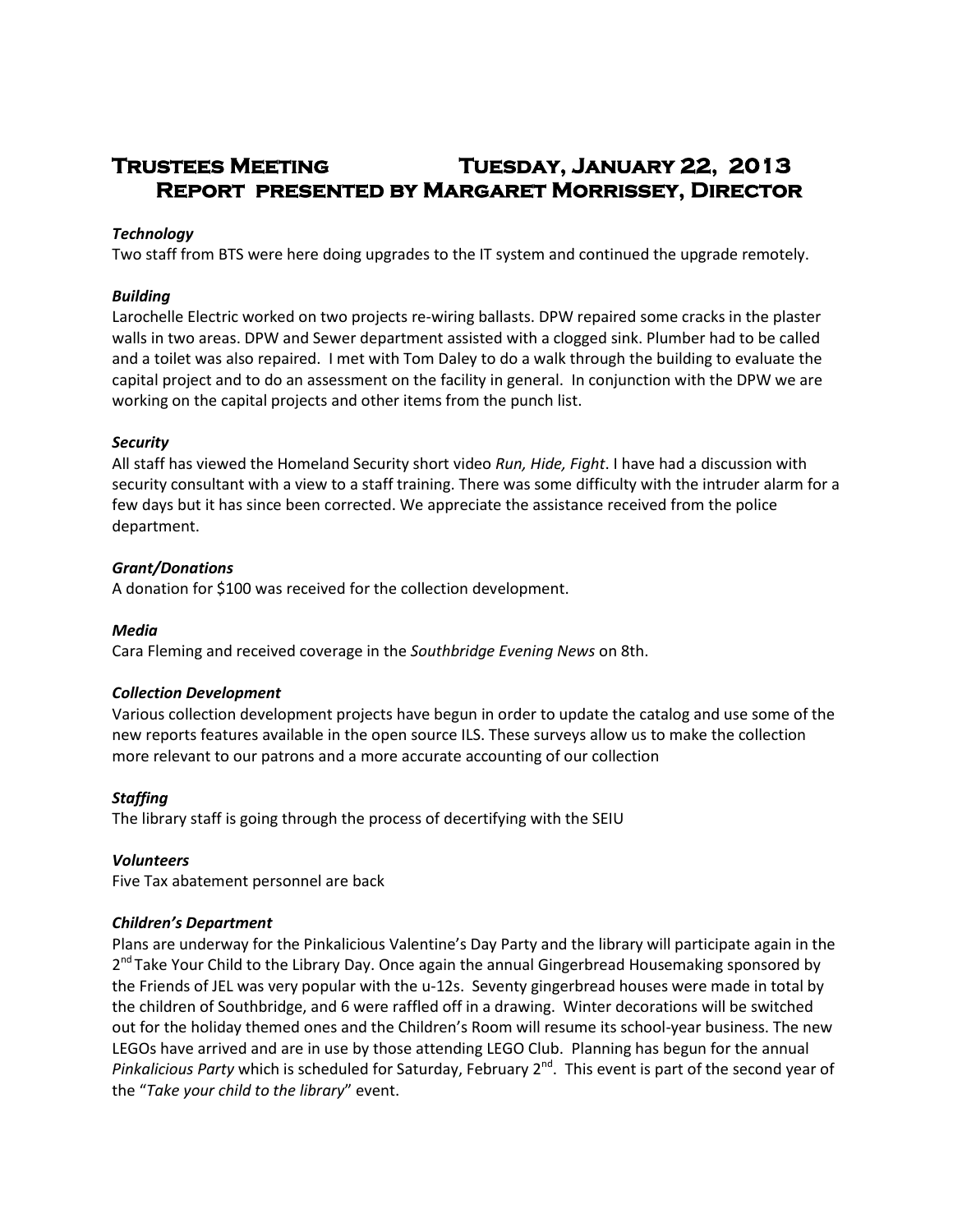# Trustees Meeting Tuesday, January 22, 2013
# Report presented by Margaret Morrissey, Director

***Technology***

Two staff from BTS were here doing upgrades to the IT system and continued the upgrade remotely.

***Building***

Larochelle Electric worked on two projects re-wiring ballasts. DPW repaired some cracks in the plaster walls in two areas. DPW and Sewer department assisted with a clogged sink. Plumber had to be called and a toilet was also repaired. I met with Tom Daley to do a walk through the building to evaluate the capital project and to do an assessment on the facility in general. In conjunction with the DPW we are working on the capital projects and other items from the punch list.

***Security***

All staff has viewed the Homeland Security short video *Run, Hide, Fight*. I have had a discussion with security consultant with a view to a staff training. There was some difficulty with the intruder alarm for a few days but it has since been corrected. We appreciate the assistance received from the police department.

***Grant/Donations***

A donation for $100 was received for the collection development.

***Media***

Cara Fleming and received coverage in the *Southbridge Evening News* on 8th.

***Collection Development***

Various collection development projects have begun in order to update the catalog and use some of the new reports features available in the open source ILS. These surveys allow us to make the collection more relevant to our patrons and a more accurate accounting of our collection

***Staffing***

The library staff is going through the process of decertifying with the SEIU

***Volunteers***

Five Tax abatement personnel are back

***Children's Department***

Plans are underway for the Pinkalicious Valentine's Day Party and the library will participate again in the 2nd Take Your Child to the Library Day. Once again the annual Gingerbread Housemaking sponsored by the Friends of JEL was very popular with the u-12s. Seventy gingerbread houses were made in total by the children of Southbridge, and 6 were raffled off in a drawing. Winter decorations will be switched out for the holiday themed ones and the Children's Room will resume its school-year business. The new LEGOs have arrived and are in use by those attending LEGO Club. Planning has begun for the annual *Pinkalicious Party* which is scheduled for Saturday, February 2nd. This event is part of the second year of the "*Take your child to the library*" event.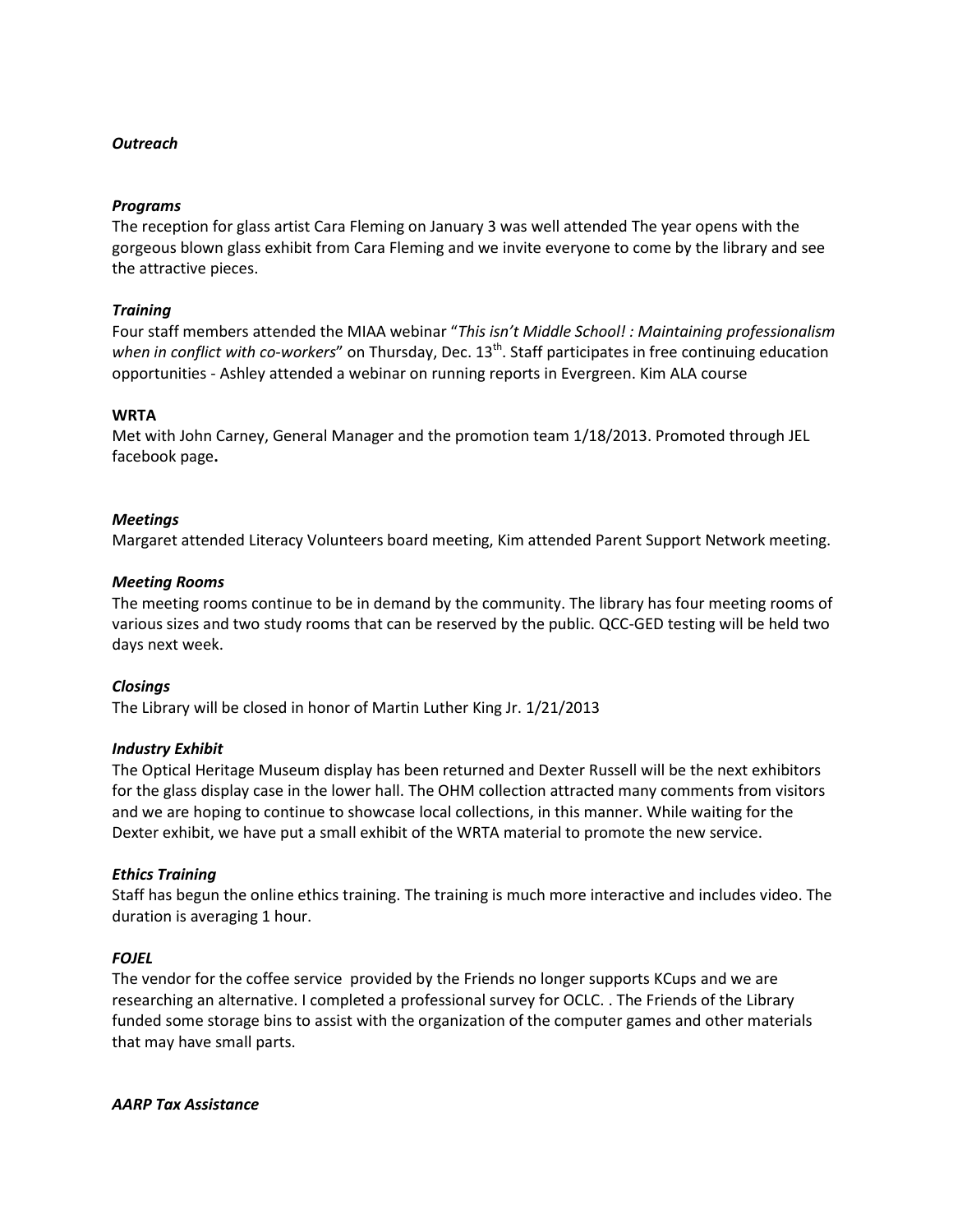***Outreach***

***Programs***

The reception for glass artist Cara Fleming on January 3 was well attended The year opens with the gorgeous blown glass exhibit from Cara Fleming and we invite everyone to come by the library and see the attractive pieces.

***Training***

Four staff members attended the MIAA webinar "*This isn't Middle School! : Maintaining professionalism when in conflict with co-workers*" on Thursday, Dec. 13th. Staff participates in free continuing education opportunities - Ashley attended a webinar on running reports in Evergreen. Kim ALA course

**WRTA**

Met with John Carney, General Manager and the promotion team 1/18/2013. Promoted through JEL facebook page**.**

***Meetings***

Margaret attended Literacy Volunteers board meeting, Kim attended Parent Support Network meeting.

***Meeting Rooms***

The meeting rooms continue to be in demand by the community. The library has four meeting rooms of various sizes and two study rooms that can be reserved by the public. QCC-GED testing will be held two days next week.

***Closings***

The Library will be closed in honor of Martin Luther King Jr. 1/21/2013

***Industry Exhibit***

The Optical Heritage Museum display has been returned and Dexter Russell will be the next exhibitors for the glass display case in the lower hall. The OHM collection attracted many comments from visitors and we are hoping to continue to showcase local collections, in this manner. While waiting for the Dexter exhibit, we have put a small exhibit of the WRTA material to promote the new service.

***Ethics Training***

Staff has begun the online ethics training. The training is much more interactive and includes video. The duration is averaging 1 hour.

***FOJEL***

The vendor for the coffee service provided by the Friends no longer supports KCups and we are researching an alternative. I completed a professional survey for OCLC. . The Friends of the Library funded some storage bins to assist with the organization of the computer games and other materials that may have small parts.

***AARP Tax Assistance***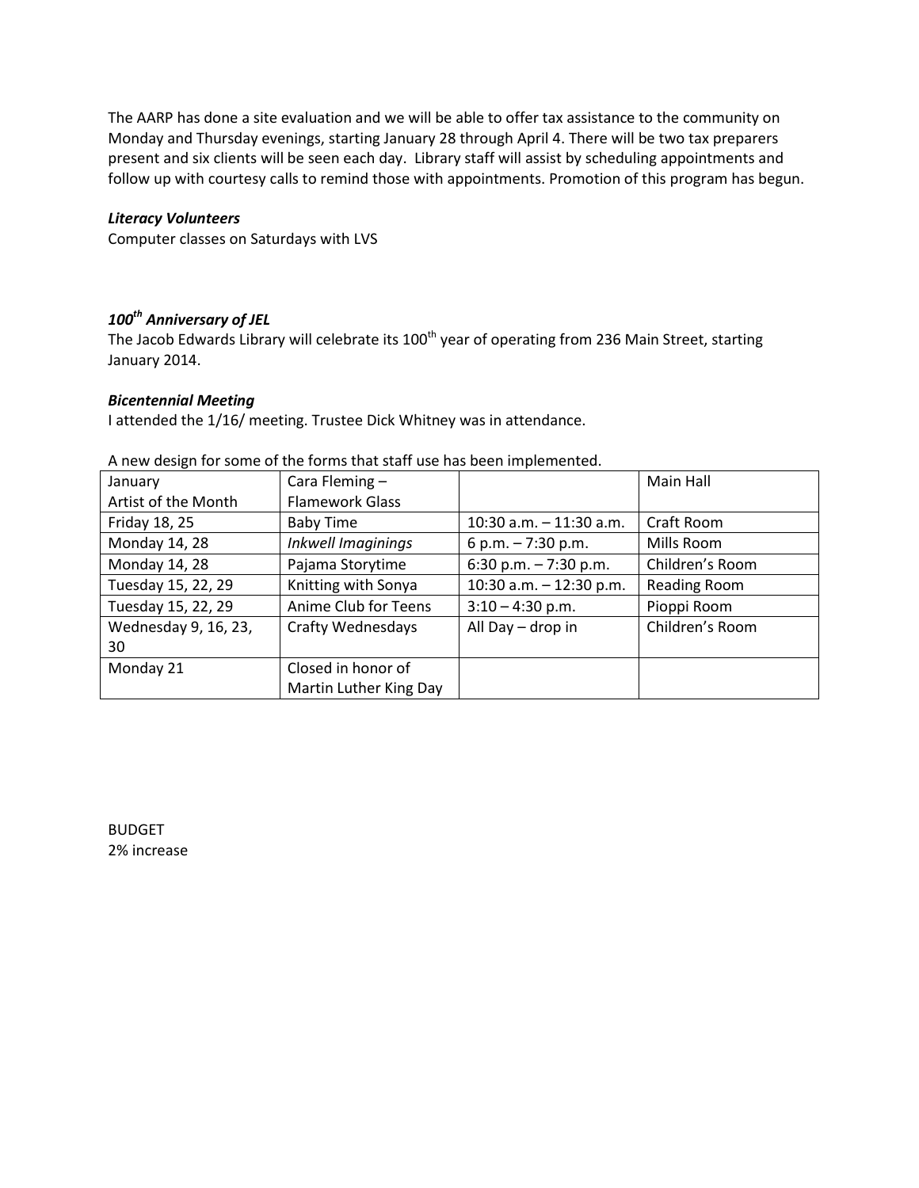The AARP has done a site evaluation and we will be able to offer tax assistance to the community on Monday and Thursday evenings, starting January 28 through April 4. There will be two tax preparers present and six clients will be seen each day. Library staff will assist by scheduling appointments and follow up with courtesy calls to remind those with appointments. Promotion of this program has begun.

***Literacy Volunteers***

Computer classes on Saturdays with LVS

***100th Anniversary of JEL***

The Jacob Edwards Library will celebrate its 100th year of operating from 236 Main Street, starting January 2014.

***Bicentennial Meeting***

I attended the 1/16/ meeting. Trustee Dick Whitney was in attendance.

A new design for some of the forms that staff use has been implemented.

| | | | |
|---|---|---|---|
| January Artist of the Month | Cara Fleming – Flamework Glass | | Main Hall |
| Friday 18, 25 | Baby Time | 10:30 a.m. – 11:30 a.m. | Craft Room |
| Monday 14, 28 | *Inkwell Imaginings* | 6 p.m. – 7:30 p.m. | Mills Room |
| Monday 14, 28 | Pajama Storytime | 6:30 p.m. – 7:30 p.m. | Children's Room |
| Tuesday 15, 22, 29 | Knitting with Sonya | 10:30 a.m. – 12:30 p.m. | Reading Room |
| Tuesday 15, 22, 29 | Anime Club for Teens | 3:10 – 4:30 p.m. | Pioppi Room |
| Wednesday 9, 16, 23, 30 | Crafty Wednesdays | All Day – drop in | Children's Room |
| Monday 21 | Closed in honor of Martin Luther King Day | | |

BUDGET

2% increase